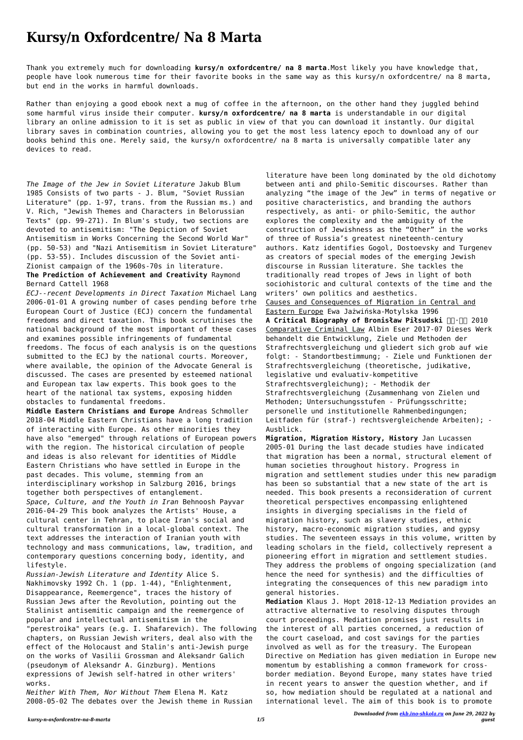# Kursy/n Oxfordcentre/ Na 8 Marta

Thank you extremely much for downloading **kursy/n oxfordcentre/ na 8 marta**.Most likely you have knowledge that, people have look numerous time for their favorite books in the same way as this kursy/n oxfordcentre/ na 8 marta, but end in the works in harmful downloads.

Rather than enjoying a good ebook next a mug of coffee in the afternoon, on the other hand they juggled behind some harmful virus inside their computer. **kursy/n oxfordcentre/ na 8 marta** is understandable in our digital library an online admission to it is set as public in view of that you can download it instantly. Our digital library saves in combination countries, allowing you to get the most less latency epoch to download any of our books behind this one. Merely said, the kursy/n oxfordcentre/ na 8 marta is universally compatible later any devices to read.

*The Image of the Jew in Soviet Literature* Jakub Blum 1985 Consists of two parts - J. Blum, "Soviet Russian Literature" (pp. 1-97, trans. from the Russian ms.) and V. Rich, "Jewish Themes and Characters in Belorussian Texts" (pp. 99-271). In Blum's study, two sections are devoted to antisemitism: "The Depiction of Soviet Antisemitism in Works Concerning the Second World War" (pp. 50-53) and "Nazi Antisemitism in Soviet Literature" (pp. 53-55). Includes discussion of the Soviet anti-Zionist campaign of the 1960s-70s in literature.

**The Prediction of Achievement and Creativity** Raymond Bernard Cattell 1968

*ECJ--recent Developments in Direct Taxation* Michael Lang 2006-01-01 A growing number of cases pending before trhe European Court of Justice (ECJ) concern the fundamental freedoms and direct taxation. This book scrutinises the national background of the most important of these cases and examines possible infringements of fundamental freedoms. The focus of each analysis is on the questions submitted to the ECJ by the national courts. Moreover, where available, the opinion of the Advocate General is discussed. The cases are presented by esteemed national and European tax law experts. This book goes to the heart of the national tax systems, exposing hidden obstacles to fundamental freedoms.

**Middle Eastern Christians and Europe** Andreas Schmoller 2018-04 Middle Eastern Christians have a long tradition of interacting with Europe. As other minorities they have also "emerged" through relations of European powers with the region. The historical circulation of people and ideas is also relevant for identities of Middle Eastern Christians who have settled in Europe in the past decades. This volume, stemming from an interdisciplinary workshop in Salzburg 2016, brings together both perspectives of entanglement.

*Space, Culture, and the Youth in Iran* Behnoosh Payvar 2016-04-29 This book analyzes the Artists' House, a cultural center in Tehran, to place Iran's social and cultural transformation in a local-global context. The text addresses the interaction of Iranian youth with technology and mass communications, law, tradition, and contemporary questions concerning body, identity, and lifestyle.

*Russian-Jewish Literature and Identity* Alice S. Nakhimovsky 1992 Ch. 1 (pp. 1-44), "Enlightenment, Disappearance, Reemergence", traces the history of Russian Jews after the Revolution, pointing out the Stalinist antisemitic campaign and the reemergence of popular and intellectual antisemitism in the "perestroika" years (e.g. I. Shafarevich). The following chapters, on Russian Jewish writers, deal also with the effect of the Holocaust and Stalin's anti-Jewish purge on the works of Vasilii Grossman and Aleksandr Galich (pseudonym of Aleksandr A. Ginzburg). Mentions expressions of Jewish self-hatred in other writers' works.

*Neither With Them, Nor Without Them* Elena M. Katz 2008-05-02 The debates over the Jewish theme in Russian literature have been long dominated by the old dichotomy between anti and philo-Semitic discourses. Rather than analyzing "the image of the Jew" in terms of negative or positive characteristics, and branding the authors respectively, as anti- or philo-Semitic, the author explores the complexity and the ambiguity of the construction of Jewishness as the "Other" in the works of three of Russia's greatest nineteenth-century authors. Katz identifies Gogol, Dostoevsky and Turgenev as creators of special modes of the emerging Jewish discourse in Russian literature. She tackles the traditionally read tropes of Jews in light of both sociohistoric and cultural contexts of the time and the writers' own politics and aesthetics.

Causes and Consequences of Migration in Central and Eastern Europe Ewa Jaźwińska-Motylska 1996

**A Critical Biography of Bronisław Piłsudski** 井上·紘一 2010

Comparative Criminal Law Albin Eser 2017-07 Dieses Werk behandelt die Entwicklung, Ziele und Methoden der Strafrechtsvergleichung und gliedert sich grob auf wie folgt: - Standortbestimmung; - Ziele und Funktionen der Strafrechtsvergleichung (theoretische, judikative, legislative und evaluativ-kompetitive Strafrechtsvergleichung); - Methodik der Strafrechtsvergleichung (Zusammenhang von Zielen und Methoden; Untersuchungsstufen - Prüfungsschritte; personelle und institutionelle Rahmenbedingungen; Leitfaden für (straf-) rechtsvergleichende Arbeiten); - Ausblick.

**Migration, Migration History, History** Jan Lucassen 2005-01 During the last decade studies have indicated that migration has been a normal, structural element of human societies throughout history. Progress in migration and settlement studies under this new paradigm has been so substantial that a new state of the art is needed. This book presents a reconsideration of current theoretical perspectives encompassing enlightened insights in diverging specialisms in the field of migration history, such as slavery studies, ethnic history, macro-economic migration studies, and gypsy studies. The seventeen essays in this volume, written by leading scholars in the field, collectively represent a pioneering effort in migration and settlement studies. They address the problems of ongoing specialization (and hence the need for synthesis) and the difficulties of integrating the consequences of this new paradigm into general histories.

**Mediation** Klaus J. Hopt 2018-12-13 Mediation provides an attractive alternative to resolving disputes through court proceedings. Mediation promises just results in the interest of all parties concerned, a reduction of the court caseload, and cost savings for the parties involved as well as for the treasury. The European Directive on Mediation has given mediation in Europe new momentum by establishing a common framework for cross-border mediation. Beyond Europe, many states have tried in recent years to answer the question whether, and if so, how mediation should be regulated at a national and international level. The aim of this book is to promote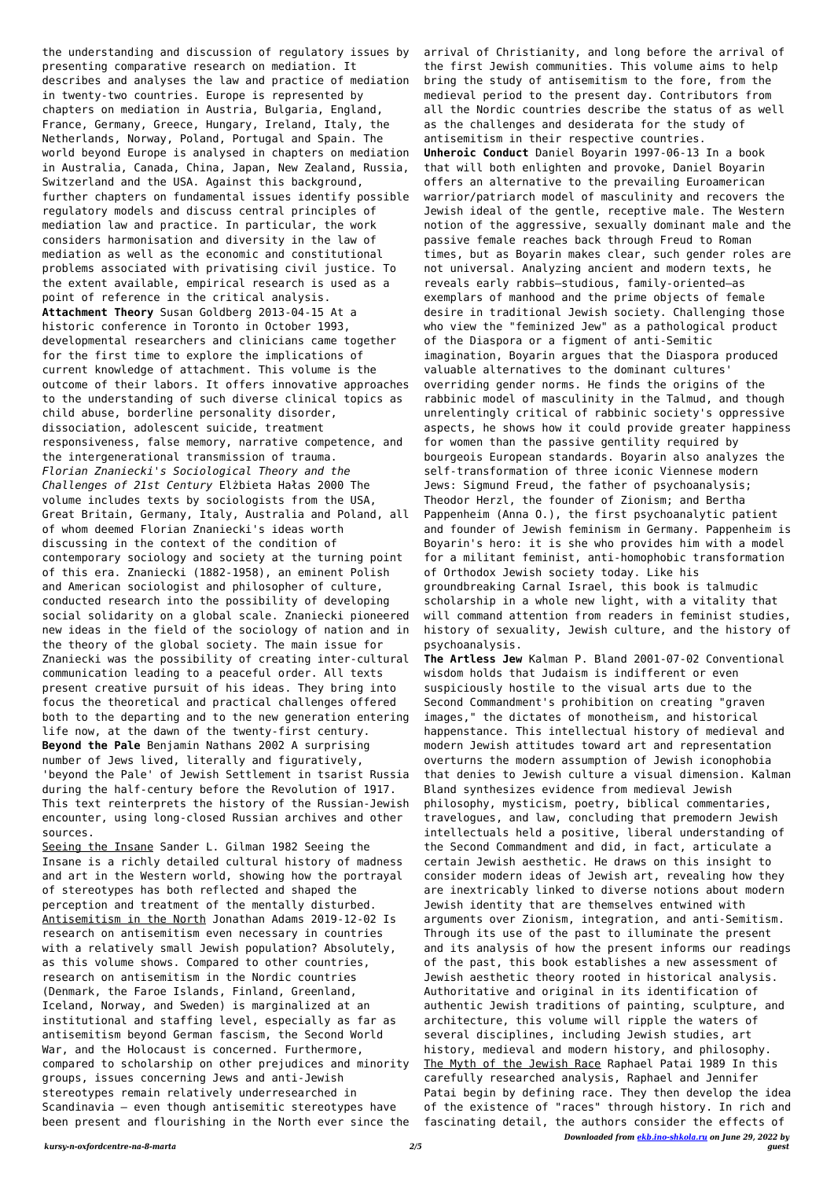the understanding and discussion of regulatory issues by presenting comparative research on mediation. It describes and analyses the law and practice of mediation in twenty-two countries. Europe is represented by chapters on mediation in Austria, Bulgaria, England, France, Germany, Greece, Hungary, Ireland, Italy, the Netherlands, Norway, Poland, Portugal and Spain. The world beyond Europe is analysed in chapters on mediation in Australia, Canada, China, Japan, New Zealand, Russia, Switzerland and the USA. Against this background, further chapters on fundamental issues identify possible regulatory models and discuss central principles of mediation law and practice. In particular, the work considers harmonisation and diversity in the law of mediation as well as the economic and constitutional problems associated with privatising civil justice. To the extent available, empirical research is used as a point of reference in the critical analysis.

**Attachment Theory** Susan Goldberg 2013-04-15 At a historic conference in Toronto in October 1993, developmental researchers and clinicians came together for the first time to explore the implications of current knowledge of attachment. This volume is the outcome of their labors. It offers innovative approaches to the understanding of such diverse clinical topics as child abuse, borderline personality disorder, dissociation, adolescent suicide, treatment responsiveness, false memory, narrative competence, and the intergenerational transmission of trauma.

*Florian Znaniecki's Sociological Theory and the Challenges of 21st Century* Elżbieta Hałas 2000 The volume includes texts by sociologists from the USA, Great Britain, Germany, Italy, Australia and Poland, all of whom deemed Florian Znaniecki's ideas worth discussing in the context of the condition of contemporary sociology and society at the turning point of this era. Znaniecki (1882-1958), an eminent Polish and American sociologist and philosopher of culture, conducted research into the possibility of developing social solidarity on a global scale. Znaniecki pioneered new ideas in the field of the sociology of nation and in the theory of the global society. The main issue for Znaniecki was the possibility of creating inter-cultural communication leading to a peaceful order. All texts present creative pursuit of his ideas. They bring into focus the theoretical and practical challenges offered both to the departing and to the new generation entering life now, at the dawn of the twenty-first century.

**Beyond the Pale** Benjamin Nathans 2002 A surprising number of Jews lived, literally and figuratively, 'beyond the Pale' of Jewish Settlement in tsarist Russia during the half-century before the Revolution of 1917. This text reinterprets the history of the Russian-Jewish encounter, using long-closed Russian archives and other sources.

Seeing the Insane Sander L. Gilman 1982 Seeing the Insane is a richly detailed cultural history of madness and art in the Western world, showing how the portrayal of stereotypes has both reflected and shaped the perception and treatment of the mentally disturbed.

Antisemitism in the North Jonathan Adams 2019-12-02 Is research on antisemitism even necessary in countries with a relatively small Jewish population? Absolutely, as this volume shows. Compared to other countries, research on antisemitism in the Nordic countries (Denmark, the Faroe Islands, Finland, Greenland, Iceland, Norway, and Sweden) is marginalized at an institutional and staffing level, especially as far as antisemitism beyond German fascism, the Second World War, and the Holocaust is concerned. Furthermore, compared to scholarship on other prejudices and minority groups, issues concerning Jews and anti-Jewish stereotypes remain relatively underresearched in Scandinavia – even though antisemitic stereotypes have been present and flourishing in the North ever since the arrival of Christianity, and long before the arrival of the first Jewish communities. This volume aims to help bring the study of antisemitism to the fore, from the medieval period to the present day. Contributors from all the Nordic countries describe the status of as well as the challenges and desiderata for the study of antisemitism in their respective countries.

**Unheroic Conduct** Daniel Boyarin 1997-06-13 In a book that will both enlighten and provoke, Daniel Boyarin offers an alternative to the prevailing Euroamerican warrior/patriarch model of masculinity and recovers the Jewish ideal of the gentle, receptive male. The Western notion of the aggressive, sexually dominant male and the passive female reaches back through Freud to Roman times, but as Boyarin makes clear, such gender roles are not universal. Analyzing ancient and modern texts, he reveals early rabbis—studious, family-oriented—as exemplars of manhood and the prime objects of female desire in traditional Jewish society. Challenging those who view the "feminized Jew" as a pathological product of the Diaspora or a figment of anti-Semitic imagination, Boyarin argues that the Diaspora produced valuable alternatives to the dominant cultures' overriding gender norms. He finds the origins of the rabbinic model of masculinity in the Talmud, and though unrelentingly critical of rabbinic society's oppressive aspects, he shows how it could provide greater happiness for women than the passive gentility required by bourgeois European standards. Boyarin also analyzes the self-transformation of three iconic Viennese modern Jews: Sigmund Freud, the father of psychoanalysis; Theodor Herzl, the founder of Zionism; and Bertha Pappenheim (Anna O.), the first psychoanalytic patient and founder of Jewish feminism in Germany. Pappenheim is Boyarin's hero: it is she who provides him with a model for a militant feminist, anti-homophobic transformation of Orthodox Jewish society today. Like his groundbreaking Carnal Israel, this book is talmudic scholarship in a whole new light, with a vitality that will command attention from readers in feminist studies, history of sexuality, Jewish culture, and the history of psychoanalysis.

**The Artless Jew** Kalman P. Bland 2001-07-02 Conventional wisdom holds that Judaism is indifferent or even suspiciously hostile to the visual arts due to the Second Commandment's prohibition on creating "graven images," the dictates of monotheism, and historical happenstance. This intellectual history of medieval and modern Jewish attitudes toward art and representation overturns the modern assumption of Jewish iconophobia that denies to Jewish culture a visual dimension. Kalman Bland synthesizes evidence from medieval Jewish philosophy, mysticism, poetry, biblical commentaries, travelogues, and law, concluding that premodern Jewish intellectuals held a positive, liberal understanding of the Second Commandment and did, in fact, articulate a certain Jewish aesthetic. He draws on this insight to consider modern ideas of Jewish art, revealing how they are inextricably linked to diverse notions about modern Jewish identity that are themselves entwined with arguments over Zionism, integration, and anti-Semitism. Through its use of the past to illuminate the present and its analysis of how the present informs our readings of the past, this book establishes a new assessment of Jewish aesthetic theory rooted in historical analysis. Authoritative and original in its identification of authentic Jewish traditions of painting, sculpture, and architecture, this volume will ripple the waters of several disciplines, including Jewish studies, art history, medieval and modern history, and philosophy.

The Myth of the Jewish Race Raphael Patai 1989 In this carefully researched analysis, Raphael and Jennifer Patai begin by defining race. They then develop the idea of the existence of "races" through history. In rich and fascinating detail, the authors consider the effects of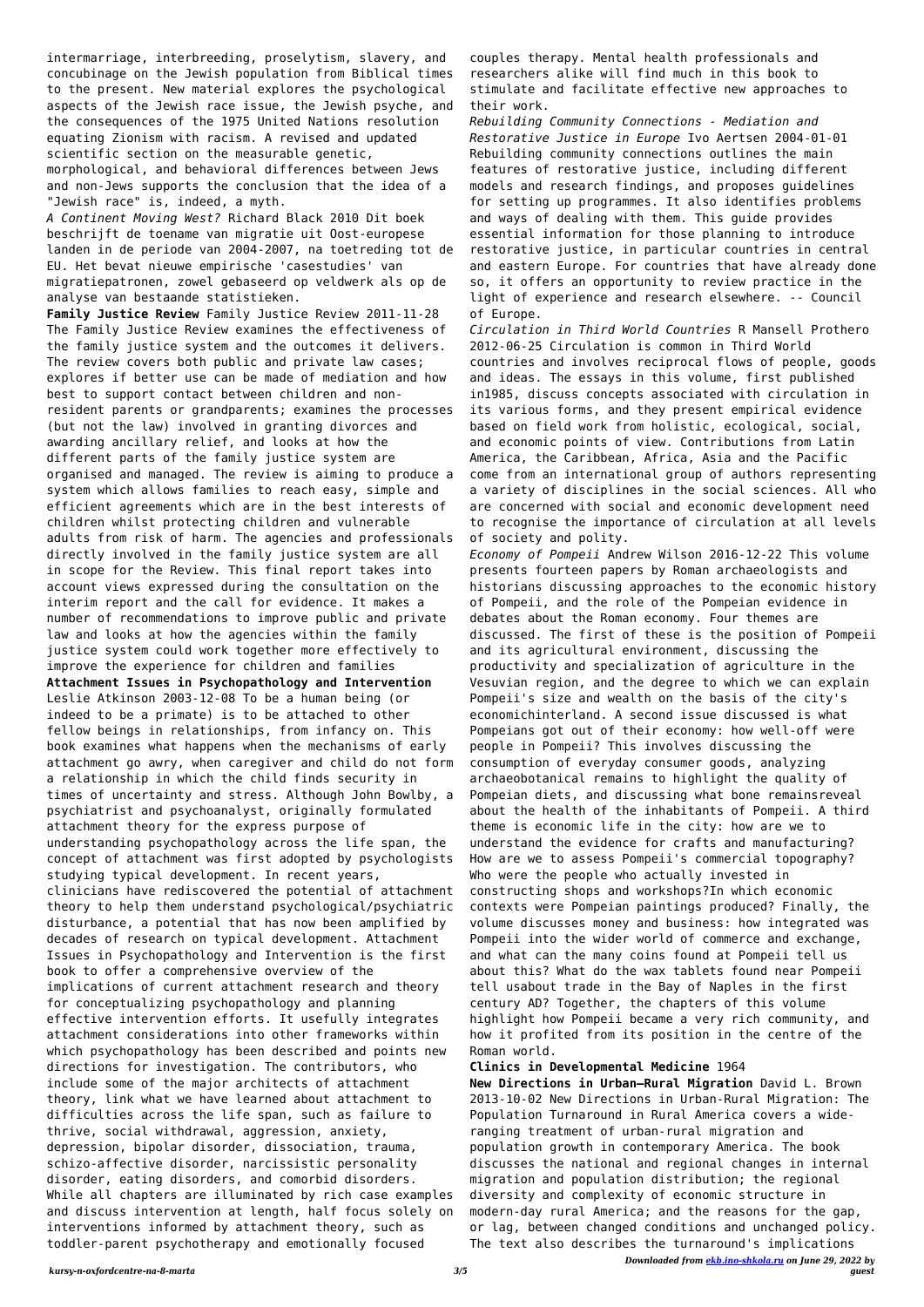intermarriage, interbreeding, proselytism, slavery, and concubinage on the Jewish population from Biblical times to the present. New material explores the psychological aspects of the Jewish race issue, the Jewish psyche, and the consequences of the 1975 United Nations resolution equating Zionism with racism. A revised and updated scientific section on the measurable genetic, morphological, and behavioral differences between Jews and non-Jews supports the conclusion that the idea of a "Jewish race" is, indeed, a myth.

*A Continent Moving West?* Richard Black 2010 Dit boek beschrijft de toename van migratie uit Oost-europese landen in de periode van 2004-2007, na toetreding tot de EU. Het bevat nieuwe empirische 'casestudies' van migratiepatronen, zowel gebaseerd op veldwerk als op de analyse van bestaande statistieken.

**Family Justice Review** Family Justice Review 2011-11-28 The Family Justice Review examines the effectiveness of the family justice system and the outcomes it delivers. The review covers both public and private law cases; explores if better use can be made of mediation and how best to support contact between children and non-resident parents or grandparents; examines the processes (but not the law) involved in granting divorces and awarding ancillary relief, and looks at how the different parts of the family justice system are organised and managed. The review is aiming to produce a system which allows families to reach easy, simple and efficient agreements which are in the best interests of children whilst protecting children and vulnerable adults from risk of harm. The agencies and professionals directly involved in the family justice system are all in scope for the Review. This final report takes into account views expressed during the consultation on the interim report and the call for evidence. It makes a number of recommendations to improve public and private law and looks at how the agencies within the family justice system could work together more effectively to improve the experience for children and families

**Attachment Issues in Psychopathology and Intervention** Leslie Atkinson 2003-12-08 To be a human being (or indeed to be a primate) is to be attached to other fellow beings in relationships, from infancy on. This book examines what happens when the mechanisms of early attachment go awry, when caregiver and child do not form a relationship in which the child finds security in times of uncertainty and stress. Although John Bowlby, a psychiatrist and psychoanalyst, originally formulated attachment theory for the express purpose of understanding psychopathology across the life span, the concept of attachment was first adopted by psychologists studying typical development. In recent years, clinicians have rediscovered the potential of attachment theory to help them understand psychological/psychiatric disturbance, a potential that has now been amplified by decades of research on typical development. Attachment Issues in Psychopathology and Intervention is the first book to offer a comprehensive overview of the implications of current attachment research and theory for conceptualizing psychopathology and planning effective intervention efforts. It usefully integrates attachment considerations into other frameworks within which psychopathology has been described and points new directions for investigation. The contributors, who include some of the major architects of attachment theory, link what we have learned about attachment to difficulties across the life span, such as failure to thrive, social withdrawal, aggression, anxiety, depression, bipolar disorder, dissociation, trauma, schizo-affective disorder, narcissistic personality disorder, eating disorders, and comorbid disorders. While all chapters are illuminated by rich case examples and discuss intervention at length, half focus solely on interventions informed by attachment theory, such as toddler-parent psychotherapy and emotionally focused couples therapy. Mental health professionals and researchers alike will find much in this book to stimulate and facilitate effective new approaches to their work.

*Rebuilding Community Connections - Mediation and Restorative Justice in Europe* Ivo Aertsen 2004-01-01 Rebuilding community connections outlines the main features of restorative justice, including different models and research findings, and proposes guidelines for setting up programmes. It also identifies problems and ways of dealing with them. This guide provides essential information for those planning to introduce restorative justice, in particular countries in central and eastern Europe. For countries that have already done so, it offers an opportunity to review practice in the light of experience and research elsewhere. -- Council of Europe.

*Circulation in Third World Countries* R Mansell Prothero 2012-06-25 Circulation is common in Third World countries and involves reciprocal flows of people, goods and ideas. The essays in this volume, first published in1985, discuss concepts associated with circulation in its various forms, and they present empirical evidence based on field work from holistic, ecological, social, and economic points of view. Contributions from Latin America, the Caribbean, Africa, Asia and the Pacific come from an international group of authors representing a variety of disciplines in the social sciences. All who are concerned with social and economic development need to recognise the importance of circulation at all levels of society and polity.

*Economy of Pompeii* Andrew Wilson 2016-12-22 This volume presents fourteen papers by Roman archaeologists and historians discussing approaches to the economic history of Pompeii, and the role of the Pompeian evidence in debates about the Roman economy. Four themes are discussed. The first of these is the position of Pompeii and its agricultural environment, discussing the productivity and specialization of agriculture in the Vesuvian region, and the degree to which we can explain Pompeii's size and wealth on the basis of the city's economichinterland. A second issue discussed is what Pompeians got out of their economy: how well-off were people in Pompeii? This involves discussing the consumption of everyday consumer goods, analyzing archaeobotanical remains to highlight the quality of Pompeian diets, and discussing what bone remainsreveal about the health of the inhabitants of Pompeii. A third theme is economic life in the city: how are we to understand the evidence for crafts and manufacturing? How are we to assess Pompeii's commercial topography? Who were the people who actually invested in constructing shops and workshops?In which economic contexts were Pompeian paintings produced? Finally, the volume discusses money and business: how integrated was Pompeii into the wider world of commerce and exchange, and what can the many coins found at Pompeii tell us about this? What do the wax tablets found near Pompeii tell usabout trade in the Bay of Naples in the first century AD? Together, the chapters of this volume highlight how Pompeii became a very rich community, and how it profited from its position in the centre of the Roman world.

**Clinics in Developmental Medicine** 1964

**New Directions in Urban–Rural Migration** David L. Brown 2013-10-02 New Directions in Urban-Rural Migration: The Population Turnaround in Rural America covers a wide-ranging treatment of urban-rural migration and population growth in contemporary America. The book discusses the national and regional changes in internal migration and population distribution; the regional diversity and complexity of economic structure in modern-day rural America; and the reasons for the gap, or lag, between changed conditions and unchanged policy. The text also describes the turnaround's implications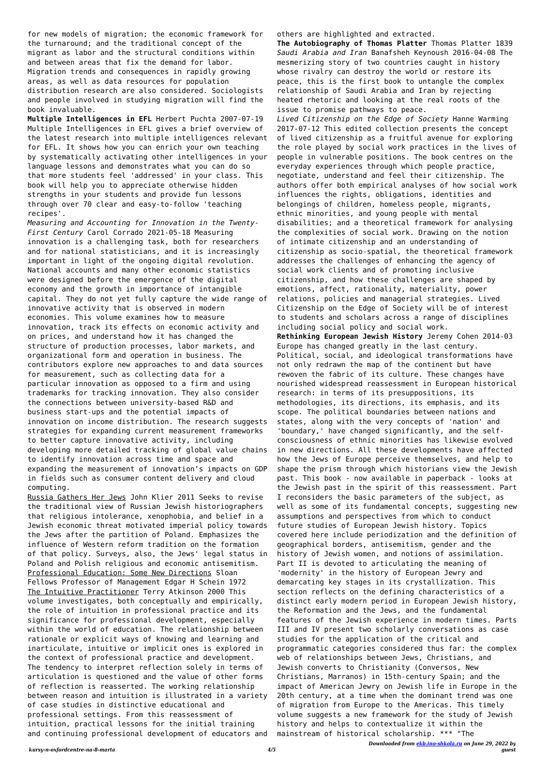for new models of migration; the economic framework for the turnaround; and the traditional concept of the migrant as labor and the structural conditions within and between areas that fix the demand for labor. Migration trends and consequences in rapidly growing areas, as well as data resources for population distribution research are also considered. Sociologists and people involved in studying migration will find the book invaluable.

**Multiple Intelligences in EFL** Herbert Puchta 2007-07-19 Multiple Intelligences in EFL gives a brief overview of the latest research into multiple intelligences relevant for EFL. It shows how you can enrich your own teaching by systematically activating other intelligences in your language lessons and demonstrates what you can do so that more students feel 'addressed' in your class. This book will help you to appreciate otherwise hidden strengths in your students and provide fun lessons through over 70 clear and easy-to-follow 'teaching recipes'.

*Measuring and Accounting for Innovation in the Twenty-First Century* Carol Corrado 2021-05-18 Measuring innovation is a challenging task, both for researchers and for national statisticians, and it is increasingly important in light of the ongoing digital revolution. National accounts and many other economic statistics were designed before the emergence of the digital economy and the growth in importance of intangible capital. They do not yet fully capture the wide range of innovative activity that is observed in modern economies. This volume examines how to measure innovation, track its effects on economic activity and on prices, and understand how it has changed the structure of production processes, labor markets, and organizational form and operation in business. The contributors explore new approaches to and data sources for measurement, such as collecting data for a particular innovation as opposed to a firm and using trademarks for tracking innovation. They also consider the connections between university-based R&D and business start-ups and the potential impacts of innovation on income distribution. The research suggests strategies for expanding current measurement frameworks to better capture innovative activity, including developing more detailed tracking of global value chains to identify innovation across time and space and expanding the measurement of innovation's impacts on GDP in fields such as consumer content delivery and cloud computing.

Russia Gathers Her Jews John Klier 2011 Seeks to revise the traditional view of Russian Jewish historiographers that religious intolerance, xenophobia, and belief in a Jewish economic threat motivated imperial policy towards the Jews after the partition of Poland. Emphasizes the influence of Western reform tradition on the formation of that policy. Surveys, also, the Jews' legal status in Poland and Polish religious and economic antisemitism.

Professional Education: Some New Directions Sloan Fellows Professor of Management Edgar H Schein 1972

The Intuitive Practitioner Terry Atkinson 2000 This volume investigates, both conceptually and empirically, the role of intuition in professional practice and its significance for professional development, especially within the world of education. The relationship between rationale or explicit ways of knowing and learning and inarticulate, intuitive or implicit ones is explored in the context of professional practice and development. The tendency to interpret reflection solely in terms of articulation is questioned and the value of other forms of reflection is reasserted. The working relationship between reason and intuition is illustrated in a variety of case studies in distinctive educational and professional settings. From this reassessment of intuition, practical lessons for the initial training and continuing professional development of educators and others are highlighted and extracted.

**The Autobiography of Thomas Platter** Thomas Platter 1839

*Saudi Arabia and Iran* Banafsheh Keynoush 2016-04-08 The mesmerizing story of two countries caught in history whose rivalry can destroy the world or restore its peace, this is the first book to untangle the complex relationship of Saudi Arabia and Iran by rejecting heated rhetoric and looking at the real roots of the issue to promise pathways to peace.

*Lived Citizenship on the Edge of Society* Hanne Warming 2017-07-12 This edited collection presents the concept of lived citizenship as a fruitful avenue for exploring the role played by social work practices in the lives of people in vulnerable positions. The book centres on the everyday experiences through which people practice, negotiate, understand and feel their citizenship. The authors offer both empirical analyses of how social work influences the rights, obligations, identities and belongings of children, homeless people, migrants, ethnic minorities, and young people with mental disabilities; and a theoretical framework for analysing the complexities of social work. Drawing on the notion of intimate citizenship and an understanding of citizenship as socio-spatial, the theoretical framework addresses the challenges of enhancing the agency of social work clients and of promoting inclusive citizenship, and how these challenges are shaped by emotions, affect, rationality, materiality, power relations, policies and managerial strategies. Lived Citizenship on the Edge of Society will be of interest to students and scholars across a range of disciplines including social policy and social work.

**Rethinking European Jewish History** Jeremy Cohen 2014-03 Europe has changed greatly in the last century. Political, social, and ideological transformations have not only redrawn the map of the continent but have rewoven the fabric of its culture. These changes have nourished widespread reassessment in European historical research: in terms of its presuppositions, its methodologies, its directions, its emphasis, and its scope. The political boundaries between nations and states, along with the very concepts of 'nation' and 'boundary,' have changed significantly, and the self-consciousness of ethnic minorities has likewise evolved in new directions. All these developments have affected how the Jews of Europe perceive themselves, and help to shape the prism through which historians view the Jewish past. This book - now available in paperback - looks at the Jewish past in the spirit of this reassessment. Part I reconsiders the basic parameters of the subject, as well as some of its fundamental concepts, suggesting new assumptions and perspectives from which to conduct future studies of European Jewish history. Topics covered here include periodization and the definition of geographical borders, antisemitism, gender and the history of Jewish women, and notions of assimilation. Part II is devoted to articulating the meaning of 'modernity' in the history of European Jewry and demarcating key stages in its crystallization. This section reflects on the defining characteristics of a distinct early modern period in European Jewish history, the Reformation and the Jews, and the fundamental features of the Jewish experience in modern times. Parts III and IV present two scholarly conversations as case studies for the application of the critical and programmatic categories considered thus far: the complex web of relationships between Jews, Christians, and Jewish converts to Christianity (Conversos, New Christians, Marranos) in 15th-century Spain; and the impact of American Jewry on Jewish life in Europe in the 20th century, at a time when the dominant trend was one of migration from Europe to the Americas. This timely volume suggests a new framework for the study of Jewish history and helps to contextualize it within the mainstream of historical scholarship. *** "The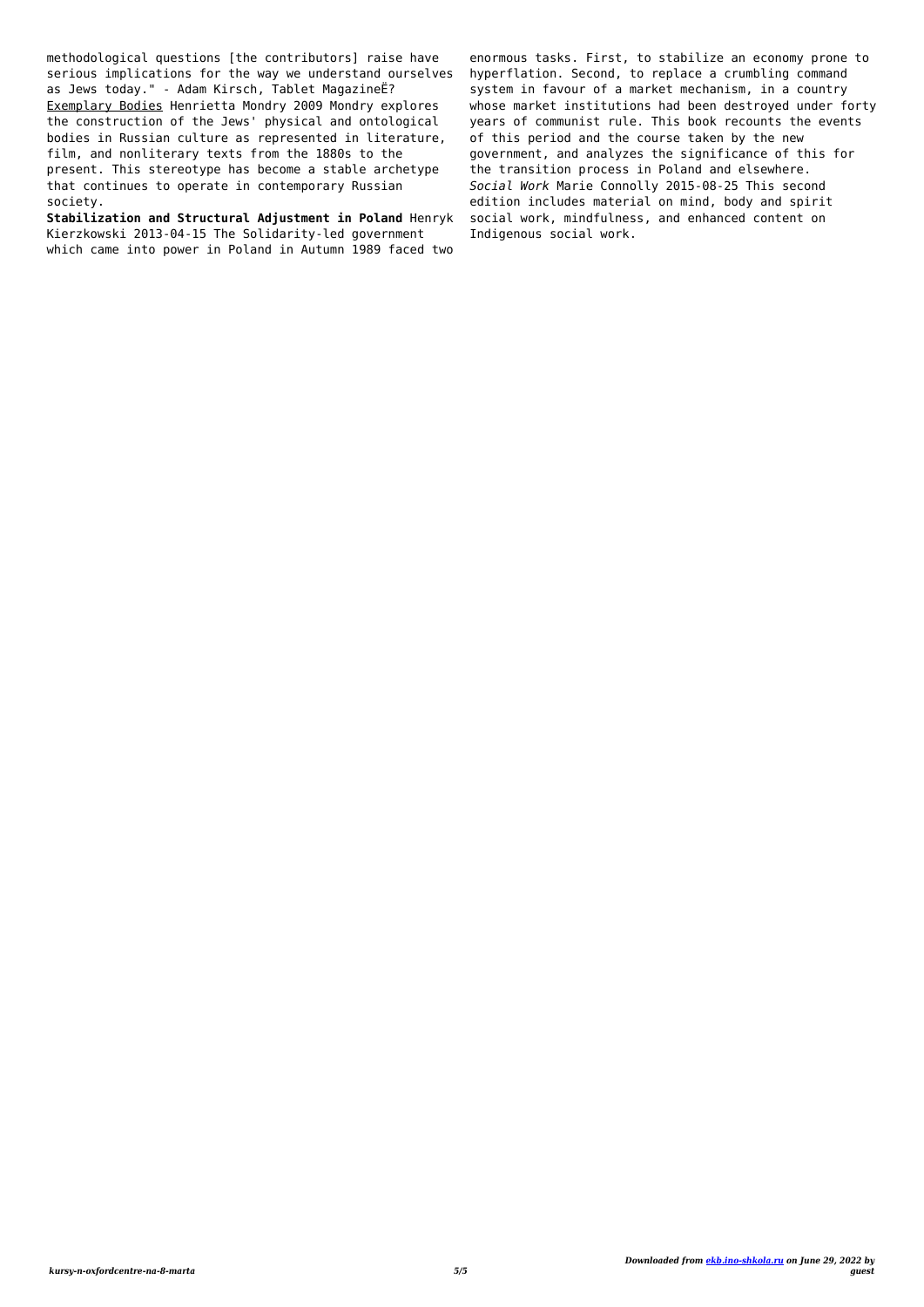methodological questions [the contributors] raise have serious implications for the way we understand ourselves as Jews today." - Adam Kirsch, Tablet MagazineЁ?

Exemplary Bodies Henrietta Mondry 2009 Mondry explores the construction of the Jews' physical and ontological bodies in Russian culture as represented in literature, film, and nonliterary texts from the 1880s to the present. This stereotype has become a stable archetype that continues to operate in contemporary Russian society.

**Stabilization and Structural Adjustment in Poland** Henryk Kierzkowski 2013-04-15 The Solidarity-led government which came into power in Poland in Autumn 1989 faced two enormous tasks. First, to stabilize an economy prone to hyperflation. Second, to replace a crumbling command system in favour of a market mechanism, in a country whose market institutions had been destroyed under forty years of communist rule. This book recounts the events of this period and the course taken by the new government, and analyzes the significance of this for the transition process in Poland and elsewhere.

*Social Work* Marie Connolly 2015-08-25 This second edition includes material on mind, body and spirit social work, mindfulness, and enhanced content on Indigenous social work.